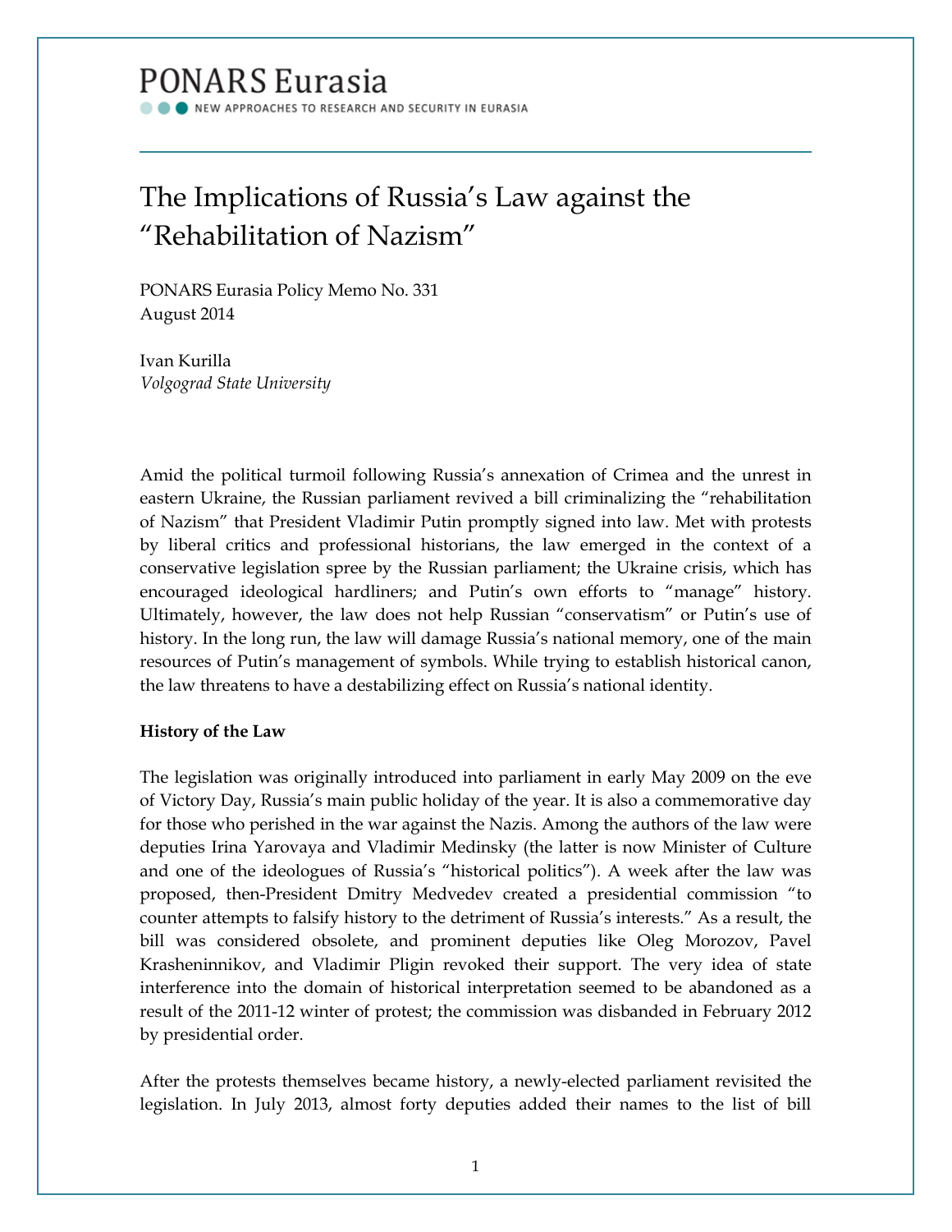# PONARS Eurasia

NEW APPROACHES TO RESEARCH AND SECURITY IN EURASIA

## The Implications of Russia's Law against the "Rehabilitation of Nazism"

PONARS Eurasia Policy Memo No. 331
August 2014

Ivan Kurilla
*Volgograd State University*

Amid the political turmoil following Russia's annexation of Crimea and the unrest in eastern Ukraine, the Russian parliament revived a bill criminalizing the "rehabilitation of Nazism" that President Vladimir Putin promptly signed into law. Met with protests by liberal critics and professional historians, the law emerged in the context of a conservative legislation spree by the Russian parliament; the Ukraine crisis, which has encouraged ideological hardliners; and Putin's own efforts to "manage" history. Ultimately, however, the law does not help Russian "conservatism" or Putin's use of history. In the long run, the law will damage Russia's national memory, one of the main resources of Putin's management of symbols. While trying to establish historical canon, the law threatens to have a destabilizing effect on Russia's national identity.

**History of the Law**

The legislation was originally introduced into parliament in early May 2009 on the eve of Victory Day, Russia's main public holiday of the year. It is also a commemorative day for those who perished in the war against the Nazis. Among the authors of the law were deputies Irina Yarovaya and Vladimir Medinsky (the latter is now Minister of Culture and one of the ideologues of Russia's "historical politics"). A week after the law was proposed, then-President Dmitry Medvedev created a presidential commission "to counter attempts to falsify history to the detriment of Russia's interests." As a result, the bill was considered obsolete, and prominent deputies like Oleg Morozov, Pavel Krasheninnikov, and Vladimir Pligin revoked their support. The very idea of state interference into the domain of historical interpretation seemed to be abandoned as a result of the 2011-12 winter of protest; the commission was disbanded in February 2012 by presidential order.

After the protests themselves became history, a newly-elected parliament revisited the legislation. In July 2013, almost forty deputies added their names to the list of bill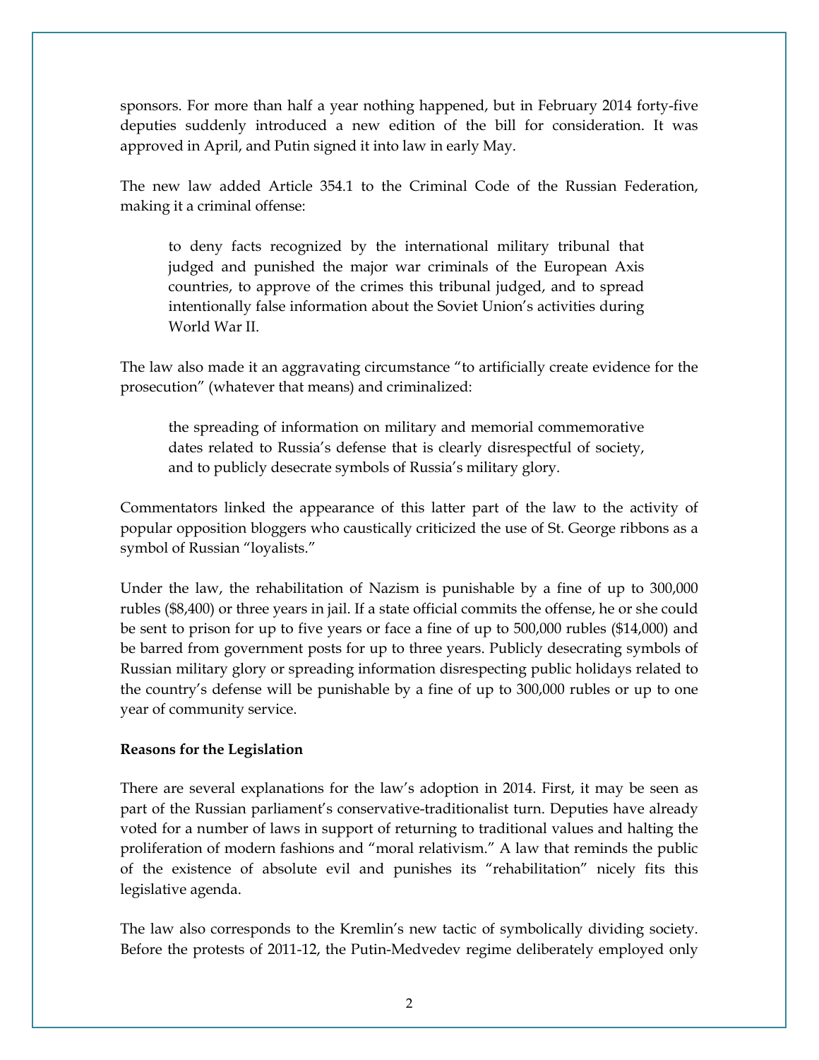sponsors. For more than half a year nothing happened, but in February 2014 forty-five deputies suddenly introduced a new edition of the bill for consideration. It was approved in April, and Putin signed it into law in early May.

The new law added Article 354.1 to the Criminal Code of the Russian Federation, making it a criminal offense:

> to deny facts recognized by the international military tribunal that judged and punished the major war criminals of the European Axis countries, to approve of the crimes this tribunal judged, and to spread intentionally false information about the Soviet Union's activities during World War II.

The law also made it an aggravating circumstance "to artificially create evidence for the prosecution" (whatever that means) and criminalized:

> the spreading of information on military and memorial commemorative dates related to Russia's defense that is clearly disrespectful of society, and to publicly desecrate symbols of Russia's military glory.

Commentators linked the appearance of this latter part of the law to the activity of popular opposition bloggers who caustically criticized the use of St. George ribbons as a symbol of Russian "loyalists."

Under the law, the rehabilitation of Nazism is punishable by a fine of up to 300,000 rubles ($8,400) or three years in jail. If a state official commits the offense, he or she could be sent to prison for up to five years or face a fine of up to 500,000 rubles ($14,000) and be barred from government posts for up to three years. Publicly desecrating symbols of Russian military glory or spreading information disrespecting public holidays related to the country's defense will be punishable by a fine of up to 300,000 rubles or up to one year of community service.

**Reasons for the Legislation**

There are several explanations for the law's adoption in 2014. First, it may be seen as part of the Russian parliament's conservative-traditionalist turn. Deputies have already voted for a number of laws in support of returning to traditional values and halting the proliferation of modern fashions and "moral relativism." A law that reminds the public of the existence of absolute evil and punishes its "rehabilitation" nicely fits this legislative agenda.

The law also corresponds to the Kremlin's new tactic of symbolically dividing society. Before the protests of 2011-12, the Putin-Medvedev regime deliberately employed only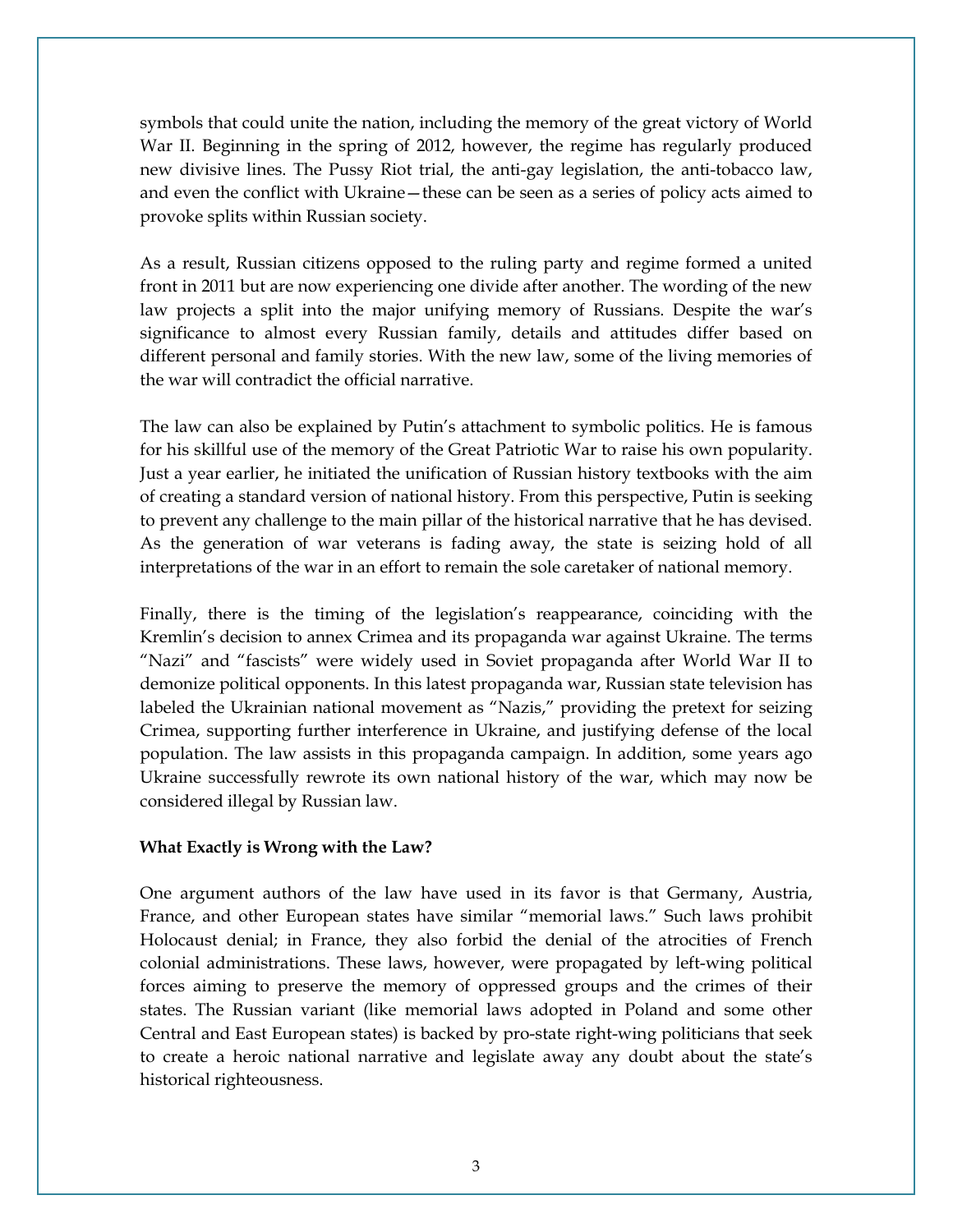symbols that could unite the nation, including the memory of the great victory of World War II. Beginning in the spring of 2012, however, the regime has regularly produced new divisive lines. The Pussy Riot trial, the anti-gay legislation, the anti-tobacco law, and even the conflict with Ukraine—these can be seen as a series of policy acts aimed to provoke splits within Russian society.

As a result, Russian citizens opposed to the ruling party and regime formed a united front in 2011 but are now experiencing one divide after another. The wording of the new law projects a split into the major unifying memory of Russians. Despite the war's significance to almost every Russian family, details and attitudes differ based on different personal and family stories. With the new law, some of the living memories of the war will contradict the official narrative.

The law can also be explained by Putin's attachment to symbolic politics. He is famous for his skillful use of the memory of the Great Patriotic War to raise his own popularity. Just a year earlier, he initiated the unification of Russian history textbooks with the aim of creating a standard version of national history. From this perspective, Putin is seeking to prevent any challenge to the main pillar of the historical narrative that he has devised. As the generation of war veterans is fading away, the state is seizing hold of all interpretations of the war in an effort to remain the sole caretaker of national memory.

Finally, there is the timing of the legislation's reappearance, coinciding with the Kremlin's decision to annex Crimea and its propaganda war against Ukraine. The terms "Nazi" and "fascists" were widely used in Soviet propaganda after World War II to demonize political opponents. In this latest propaganda war, Russian state television has labeled the Ukrainian national movement as "Nazis," providing the pretext for seizing Crimea, supporting further interference in Ukraine, and justifying defense of the local population. The law assists in this propaganda campaign. In addition, some years ago Ukraine successfully rewrote its own national history of the war, which may now be considered illegal by Russian law.

**What Exactly is Wrong with the Law?**

One argument authors of the law have used in its favor is that Germany, Austria, France, and other European states have similar "memorial laws." Such laws prohibit Holocaust denial; in France, they also forbid the denial of the atrocities of French colonial administrations. These laws, however, were propagated by left-wing political forces aiming to preserve the memory of oppressed groups and the crimes of their states. The Russian variant (like memorial laws adopted in Poland and some other Central and East European states) is backed by pro-state right-wing politicians that seek to create a heroic national narrative and legislate away any doubt about the state's historical righteousness.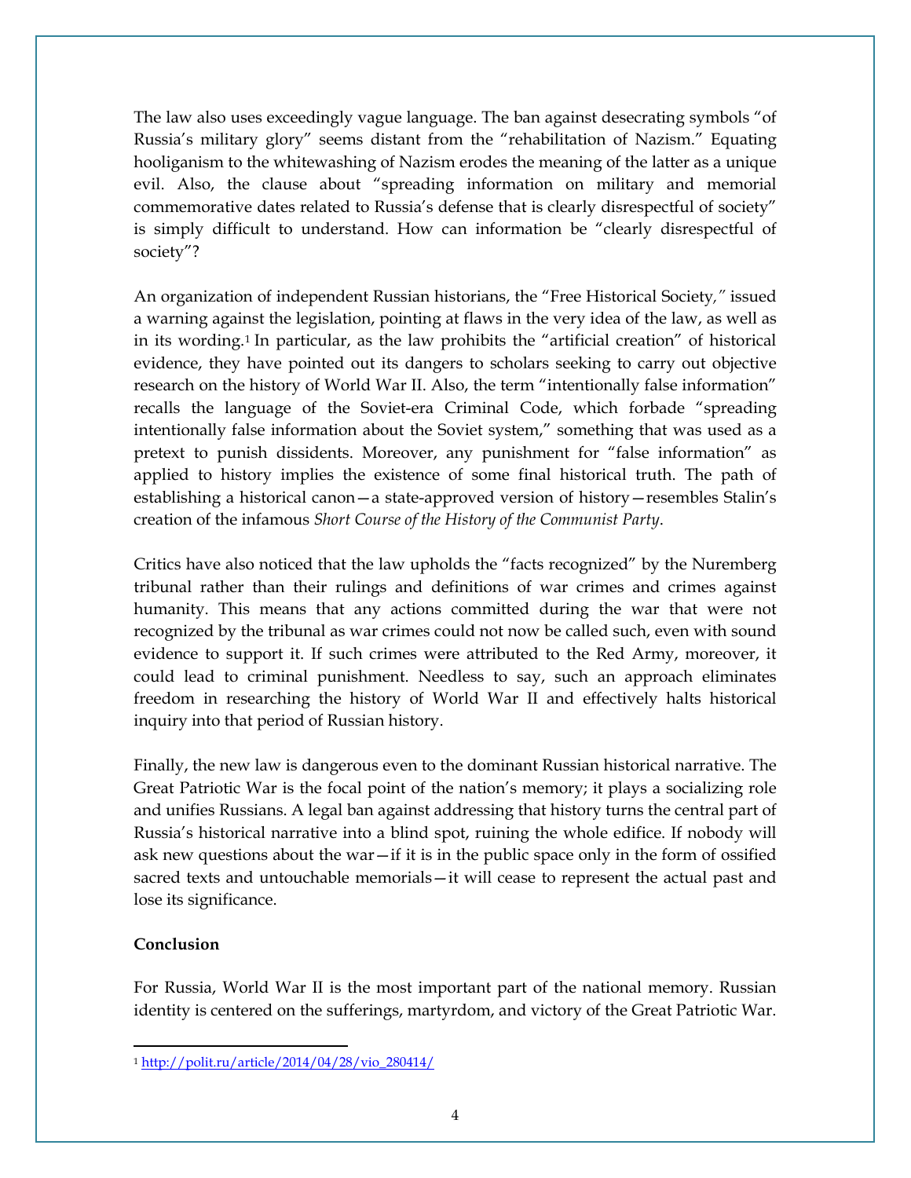The law also uses exceedingly vague language. The ban against desecrating symbols "of Russia's military glory" seems distant from the "rehabilitation of Nazism." Equating hooliganism to the whitewashing of Nazism erodes the meaning of the latter as a unique evil. Also, the clause about "spreading information on military and memorial commemorative dates related to Russia's defense that is clearly disrespectful of society" is simply difficult to understand. How can information be "clearly disrespectful of society"?

An organization of independent Russian historians, the "Free Historical Society," issued a warning against the legislation, pointing at flaws in the very idea of the law, as well as in its wording.[1] In particular, as the law prohibits the "artificial creation" of historical evidence, they have pointed out its dangers to scholars seeking to carry out objective research on the history of World War II. Also, the term "intentionally false information" recalls the language of the Soviet-era Criminal Code, which forbade "spreading intentionally false information about the Soviet system," something that was used as a pretext to punish dissidents. Moreover, any punishment for "false information" as applied to history implies the existence of some final historical truth. The path of establishing a historical canon—a state-approved version of history—resembles Stalin's creation of the infamous *Short Course of the History of the Communist Party*.

Critics have also noticed that the law upholds the "facts recognized" by the Nuremberg tribunal rather than their rulings and definitions of war crimes and crimes against humanity. This means that any actions committed during the war that were not recognized by the tribunal as war crimes could not now be called such, even with sound evidence to support it. If such crimes were attributed to the Red Army, moreover, it could lead to criminal punishment. Needless to say, such an approach eliminates freedom in researching the history of World War II and effectively halts historical inquiry into that period of Russian history.

Finally, the new law is dangerous even to the dominant Russian historical narrative. The Great Patriotic War is the focal point of the nation's memory; it plays a socializing role and unifies Russians. A legal ban against addressing that history turns the central part of Russia's historical narrative into a blind spot, ruining the whole edifice. If nobody will ask new questions about the war—if it is in the public space only in the form of ossified sacred texts and untouchable memorials—it will cease to represent the actual past and lose its significance.

**Conclusion**

For Russia, World War II is the most important part of the national memory. Russian identity is centered on the sufferings, martyrdom, and victory of the Great Patriotic War.

[1] http://polit.ru/article/2014/04/28/vio_280414/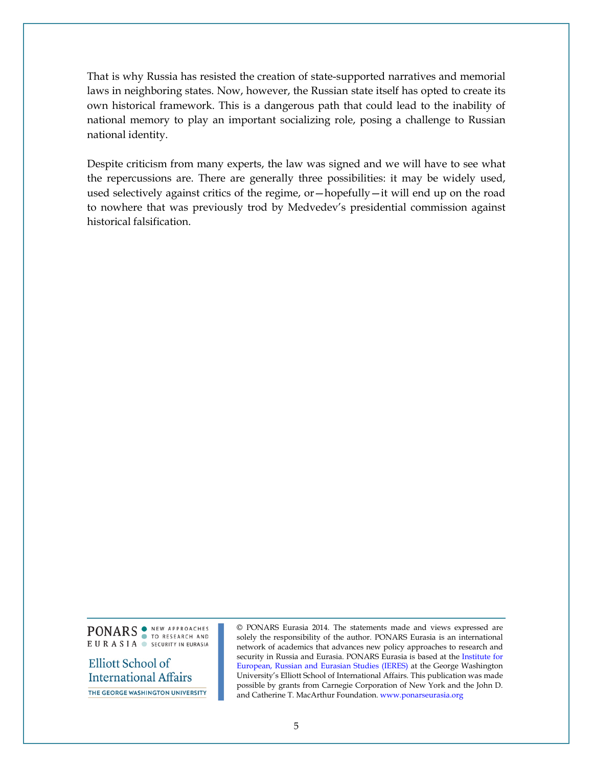That is why Russia has resisted the creation of state-supported narratives and memorial laws in neighboring states. Now, however, the Russian state itself has opted to create its own historical framework. This is a dangerous path that could lead to the inability of national memory to play an important socializing role, posing a challenge to Russian national identity.

Despite criticism from many experts, the law was signed and we will have to see what the repercussions are. There are generally three possibilities: it may be widely used, used selectively against critics of the regime, or—hopefully—it will end up on the road to nowhere that was previously trod by Medvedev's presidential commission against historical falsification.

PONARS EURASIA — NEW APPROACHES TO RESEARCH AND SECURITY IN EURASIA

Elliott School of International Affairs
THE GEORGE WASHINGTON UNIVERSITY

© PONARS Eurasia 2014. The statements made and views expressed are solely the responsibility of the author. PONARS Eurasia is an international network of academics that advances new policy approaches to research and security in Russia and Eurasia. PONARS Eurasia is based at the Institute for European, Russian and Eurasian Studies (IERES) at the George Washington University's Elliott School of International Affairs. This publication was made possible by grants from Carnegie Corporation of New York and the John D. and Catherine T. MacArthur Foundation. www.ponarseurasia.org